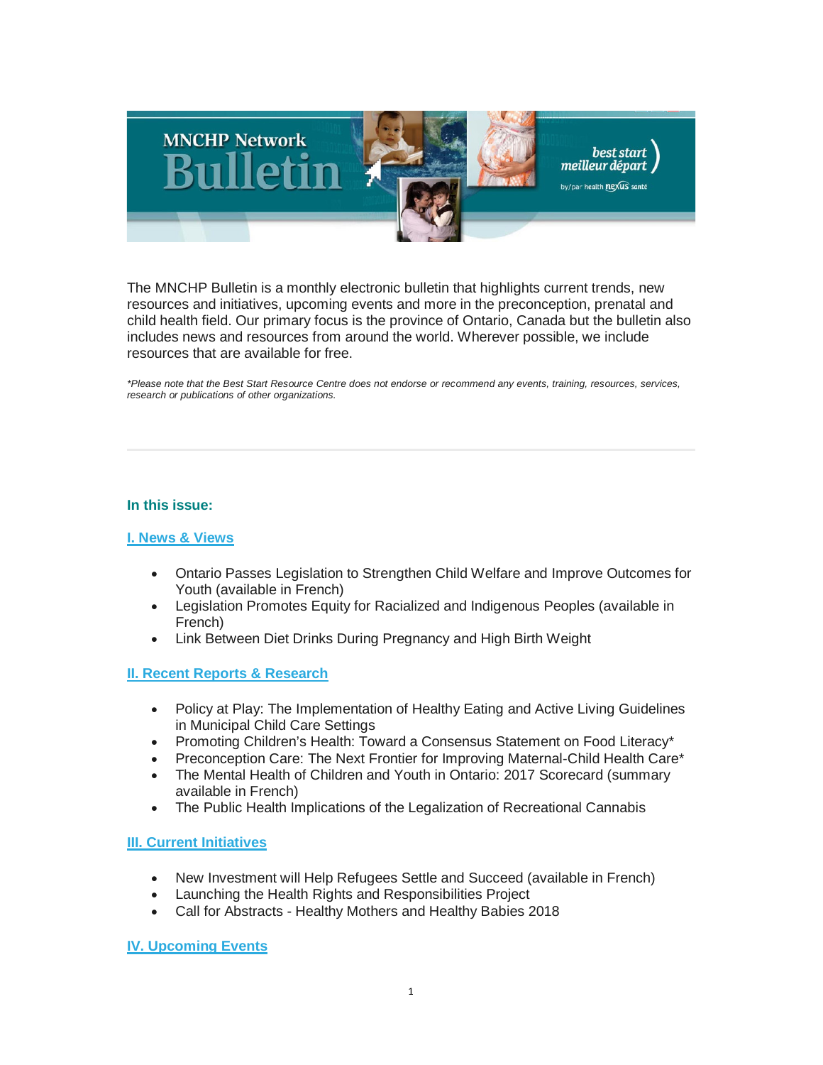MNCHP Network Bulletin

best start / meilleur départ — by/par health nexus santé

The MNCHP Bulletin is a monthly electronic bulletin that highlights current trends, new resources and initiatives, upcoming events and more in the preconception, prenatal and child health field. Our primary focus is the province of Ontario, Canada but the bulletin also includes news and resources from around the world. Wherever possible, we include resources that are available for free.

*\*Please note that the Best Start Resource Centre does not endorse or recommend any events, training, resources, services, research or publications of other organizations.*

---

**In this issue:**

**I. News & Views**

- Ontario Passes Legislation to Strengthen Child Welfare and Improve Outcomes for Youth (available in French)
- Legislation Promotes Equity for Racialized and Indigenous Peoples (available in French)
- Link Between Diet Drinks During Pregnancy and High Birth Weight

**II. Recent Reports & Research**

- Policy at Play: The Implementation of Healthy Eating and Active Living Guidelines in Municipal Child Care Settings
- Promoting Children's Health: Toward a Consensus Statement on Food Literacy*
- Preconception Care: The Next Frontier for Improving Maternal-Child Health Care*
- The Mental Health of Children and Youth in Ontario: 2017 Scorecard (summary available in French)
- The Public Health Implications of the Legalization of Recreational Cannabis

**III. Current Initiatives**

- New Investment will Help Refugees Settle and Succeed (available in French)
- Launching the Health Rights and Responsibilities Project
- Call for Abstracts - Healthy Mothers and Healthy Babies 2018

**IV. Upcoming Events**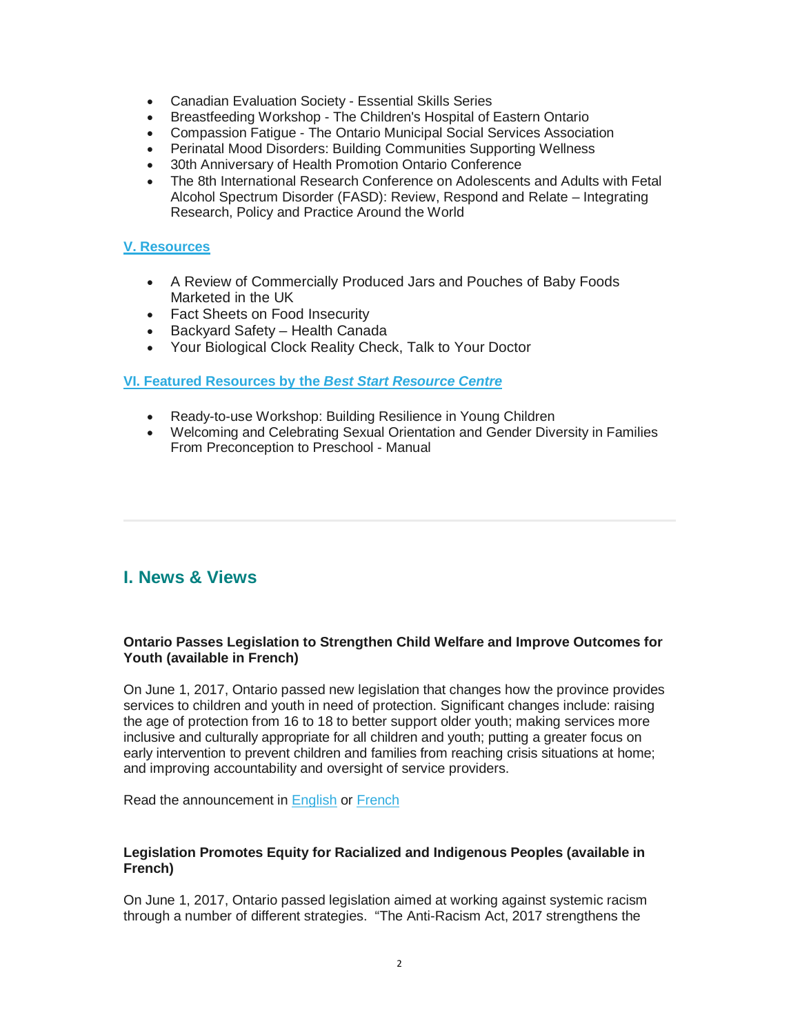- Canadian Evaluation Society - Essential Skills Series
- Breastfeeding Workshop - The Children's Hospital of Eastern Ontario
- Compassion Fatigue - The Ontario Municipal Social Services Association
- Perinatal Mood Disorders: Building Communities Supporting Wellness
- 30th Anniversary of Health Promotion Ontario Conference
- The 8th International Research Conference on Adolescents and Adults with Fetal Alcohol Spectrum Disorder (FASD): Review, Respond and Relate – Integrating Research, Policy and Practice Around the World

**V. Resources**

- A Review of Commercially Produced Jars and Pouches of Baby Foods Marketed in the UK
- Fact Sheets on Food Insecurity
- Backyard Safety – Health Canada
- Your Biological Clock Reality Check, Talk to Your Doctor

**VI. Featured Resources by the *Best Start Resource Centre***

- Ready-to-use Workshop: Building Resilience in Young Children
- Welcoming and Celebrating Sexual Orientation and Gender Diversity in Families From Preconception to Preschool - Manual

---

## I. News & Views

**Ontario Passes Legislation to Strengthen Child Welfare and Improve Outcomes for Youth (available in French)**

On June 1, 2017, Ontario passed new legislation that changes how the province provides services to children and youth in need of protection. Significant changes include: raising the age of protection from 16 to 18 to better support older youth; making services more inclusive and culturally appropriate for all children and youth; putting a greater focus on early intervention to prevent children and families from reaching crisis situations at home; and improving accountability and oversight of service providers.

Read the announcement in English or French

**Legislation Promotes Equity for Racialized and Indigenous Peoples (available in French)**

On June 1, 2017, Ontario passed legislation aimed at working against systemic racism through a number of different strategies. "The Anti-Racism Act, 2017 strengthens the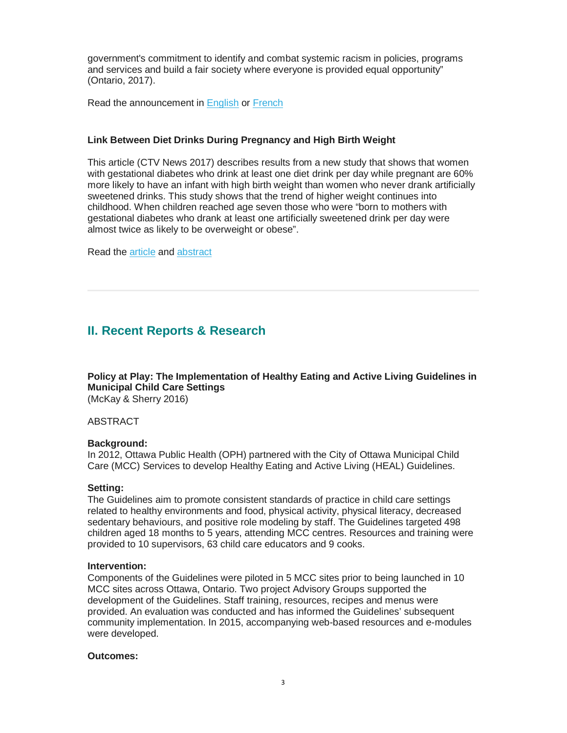government's commitment to identify and combat systemic racism in policies, programs and services and build a fair society where everyone is provided equal opportunity" (Ontario, 2017).

Read the announcement in English or French

**Link Between Diet Drinks During Pregnancy and High Birth Weight**

This article (CTV News 2017) describes results from a new study that shows that women with gestational diabetes who drink at least one diet drink per day while pregnant are 60% more likely to have an infant with high birth weight than women who never drank artificially sweetened drinks. This study shows that the trend of higher weight continues into childhood. When children reached age seven those who were "born to mothers with gestational diabetes who drank at least one artificially sweetened drink per day were almost twice as likely to be overweight or obese".

Read the article and abstract

---

## II. Recent Reports & Research

**Policy at Play: The Implementation of Healthy Eating and Active Living Guidelines in Municipal Child Care Settings**
(McKay & Sherry 2016)

ABSTRACT

**Background:**
In 2012, Ottawa Public Health (OPH) partnered with the City of Ottawa Municipal Child Care (MCC) Services to develop Healthy Eating and Active Living (HEAL) Guidelines.

**Setting:**
The Guidelines aim to promote consistent standards of practice in child care settings related to healthy environments and food, physical activity, physical literacy, decreased sedentary behaviours, and positive role modeling by staff. The Guidelines targeted 498 children aged 18 months to 5 years, attending MCC centres. Resources and training were provided to 10 supervisors, 63 child care educators and 9 cooks.

**Intervention:**
Components of the Guidelines were piloted in 5 MCC sites prior to being launched in 10 MCC sites across Ottawa, Ontario. Two project Advisory Groups supported the development of the Guidelines. Staff training, resources, recipes and menus were provided. An evaluation was conducted and has informed the Guidelines' subsequent community implementation. In 2015, accompanying web-based resources and e-modules were developed.

**Outcomes:**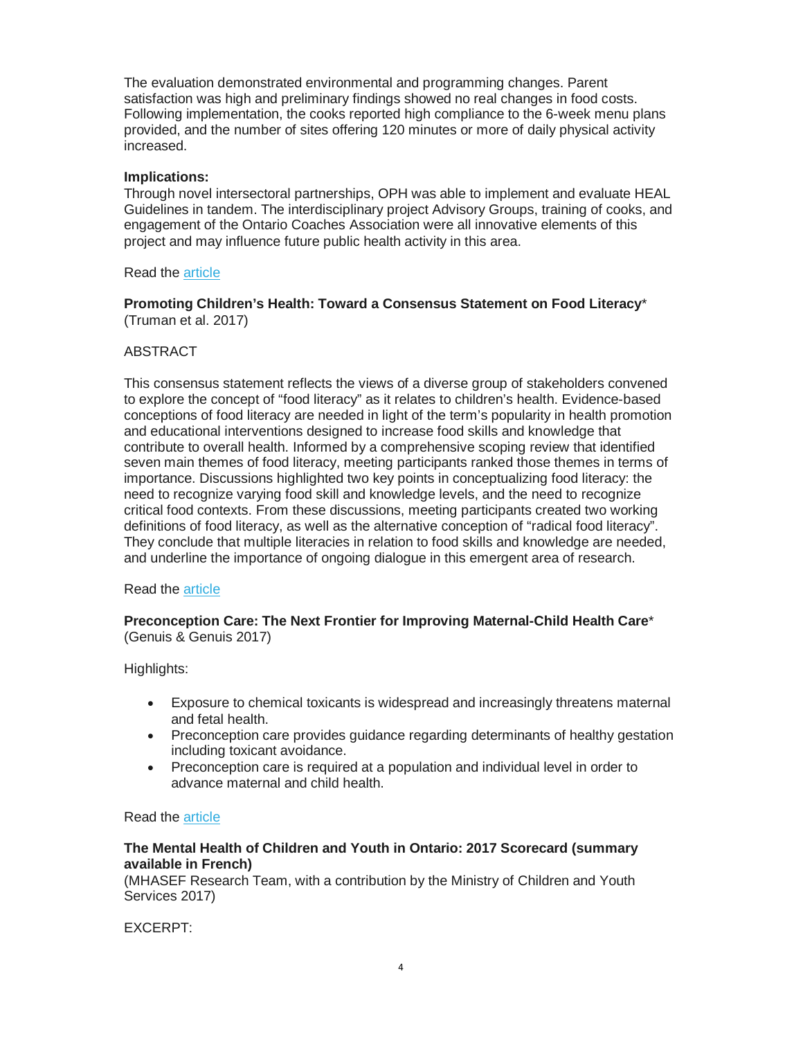The evaluation demonstrated environmental and programming changes. Parent satisfaction was high and preliminary findings showed no real changes in food costs. Following implementation, the cooks reported high compliance to the 6-week menu plans provided, and the number of sites offering 120 minutes or more of daily physical activity increased.

**Implications:**
Through novel intersectoral partnerships, OPH was able to implement and evaluate HEAL Guidelines in tandem. The interdisciplinary project Advisory Groups, training of cooks, and engagement of the Ontario Coaches Association were all innovative elements of this project and may influence future public health activity in this area.

Read the article

**Promoting Children's Health: Toward a Consensus Statement on Food Literacy**\*
(Truman et al. 2017)

ABSTRACT

This consensus statement reflects the views of a diverse group of stakeholders convened to explore the concept of "food literacy" as it relates to children's health. Evidence-based conceptions of food literacy are needed in light of the term's popularity in health promotion and educational interventions designed to increase food skills and knowledge that contribute to overall health. Informed by a comprehensive scoping review that identified seven main themes of food literacy, meeting participants ranked those themes in terms of importance. Discussions highlighted two key points in conceptualizing food literacy: the need to recognize varying food skill and knowledge levels, and the need to recognize critical food contexts. From these discussions, meeting participants created two working definitions of food literacy, as well as the alternative conception of "radical food literacy". They conclude that multiple literacies in relation to food skills and knowledge are needed, and underline the importance of ongoing dialogue in this emergent area of research.

Read the article

**Preconception Care: The Next Frontier for Improving Maternal-Child Health Care**\*
(Genuis & Genuis 2017)

Highlights:

- Exposure to chemical toxicants is widespread and increasingly threatens maternal and fetal health.
- Preconception care provides guidance regarding determinants of healthy gestation including toxicant avoidance.
- Preconception care is required at a population and individual level in order to advance maternal and child health.

Read the article

**The Mental Health of Children and Youth in Ontario: 2017 Scorecard (summary available in French)**
(MHASEF Research Team, with a contribution by the Ministry of Children and Youth Services 2017)

EXCERPT: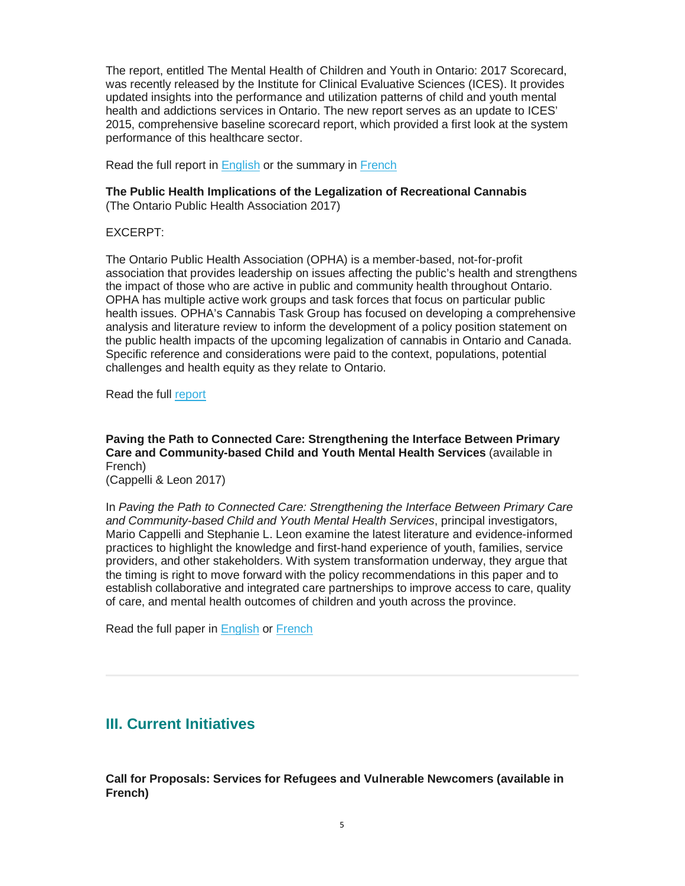The report, entitled The Mental Health of Children and Youth in Ontario: 2017 Scorecard, was recently released by the Institute for Clinical Evaluative Sciences (ICES). It provides updated insights into the performance and utilization patterns of child and youth mental health and addictions services in Ontario. The new report serves as an update to ICES' 2015, comprehensive baseline scorecard report, which provided a first look at the system performance of this healthcare sector.

Read the full report in English or the summary in French

**The Public Health Implications of the Legalization of Recreational Cannabis**
(The Ontario Public Health Association 2017)

EXCERPT:

The Ontario Public Health Association (OPHA) is a member-based, not-for-profit association that provides leadership on issues affecting the public's health and strengthens the impact of those who are active in public and community health throughout Ontario. OPHA has multiple active work groups and task forces that focus on particular public health issues. OPHA's Cannabis Task Group has focused on developing a comprehensive analysis and literature review to inform the development of a policy position statement on the public health impacts of the upcoming legalization of cannabis in Ontario and Canada. Specific reference and considerations were paid to the context, populations, potential challenges and health equity as they relate to Ontario.

Read the full report

**Paving the Path to Connected Care: Strengthening the Interface Between Primary Care and Community-based Child and Youth Mental Health Services** (available in French)
(Cappelli & Leon 2017)

In *Paving the Path to Connected Care: Strengthening the Interface Between Primary Care and Community-based Child and Youth Mental Health Services*, principal investigators, Mario Cappelli and Stephanie L. Leon examine the latest literature and evidence-informed practices to highlight the knowledge and first-hand experience of youth, families, service providers, and other stakeholders. With system transformation underway, they argue that the timing is right to move forward with the policy recommendations in this paper and to establish collaborative and integrated care partnerships to improve access to care, quality of care, and mental health outcomes of children and youth across the province.

Read the full paper in English or French

---

## III. Current Initiatives

**Call for Proposals: Services for Refugees and Vulnerable Newcomers (available in French)**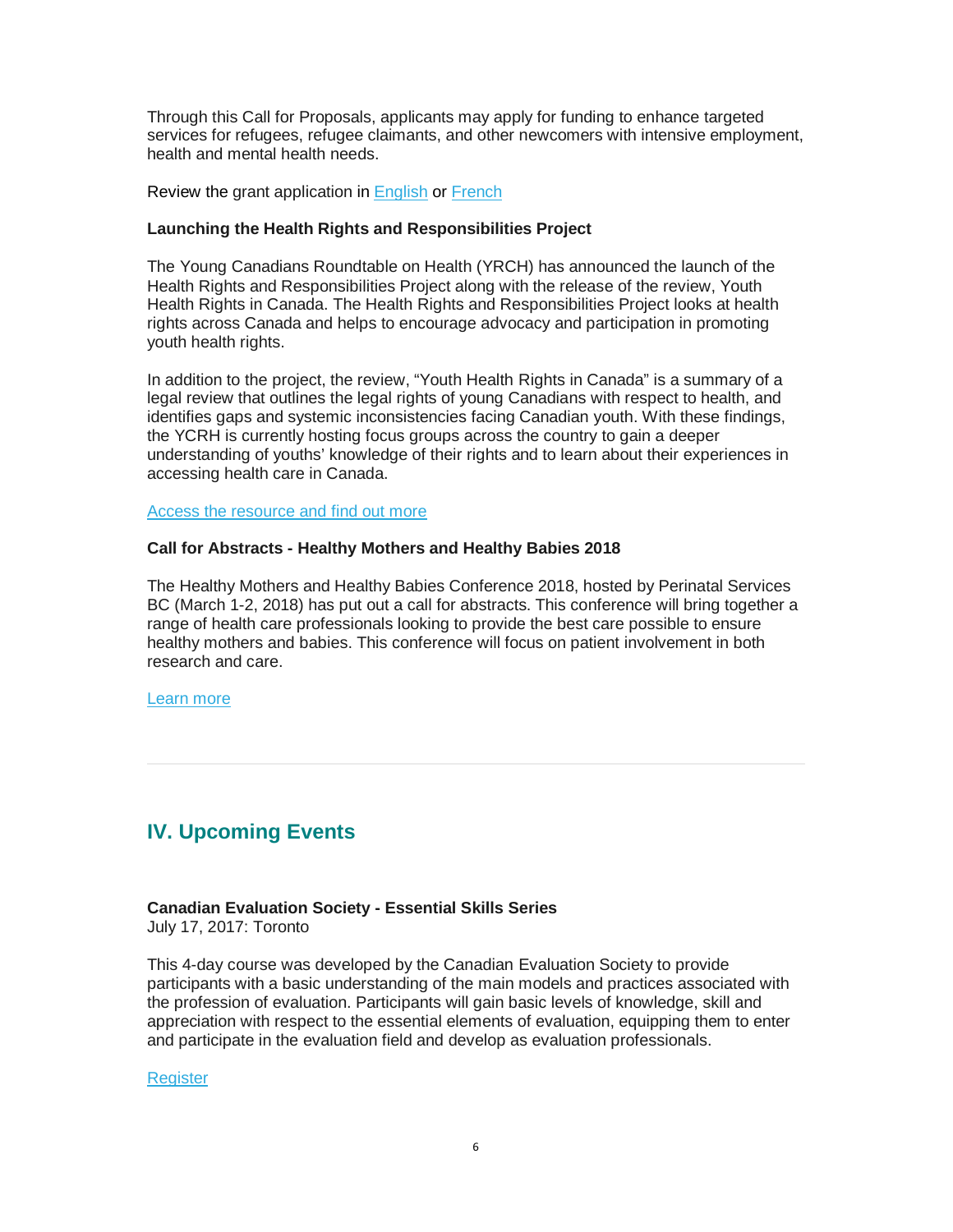Through this Call for Proposals, applicants may apply for funding to enhance targeted services for refugees, refugee claimants, and other newcomers with intensive employment, health and mental health needs.

Review the grant application in English or French

**Launching the Health Rights and Responsibilities Project**

The Young Canadians Roundtable on Health (YRCH) has announced the launch of the Health Rights and Responsibilities Project along with the release of the review, Youth Health Rights in Canada. The Health Rights and Responsibilities Project looks at health rights across Canada and helps to encourage advocacy and participation in promoting youth health rights.

In addition to the project, the review, "Youth Health Rights in Canada" is a summary of a legal review that outlines the legal rights of young Canadians with respect to health, and identifies gaps and systemic inconsistencies facing Canadian youth. With these findings, the YCRH is currently hosting focus groups across the country to gain a deeper understanding of youths' knowledge of their rights and to learn about their experiences in accessing health care in Canada.

Access the resource and find out more

**Call for Abstracts - Healthy Mothers and Healthy Babies 2018**

The Healthy Mothers and Healthy Babies Conference 2018, hosted by Perinatal Services BC (March 1-2, 2018) has put out a call for abstracts. This conference will bring together a range of health care professionals looking to provide the best care possible to ensure healthy mothers and babies. This conference will focus on patient involvement in both research and care.

Learn more

---

## IV. Upcoming Events

**Canadian Evaluation Society - Essential Skills Series**
July 17, 2017: Toronto

This 4-day course was developed by the Canadian Evaluation Society to provide participants with a basic understanding of the main models and practices associated with the profession of evaluation. Participants will gain basic levels of knowledge, skill and appreciation with respect to the essential elements of evaluation, equipping them to enter and participate in the evaluation field and develop as evaluation professionals.

Register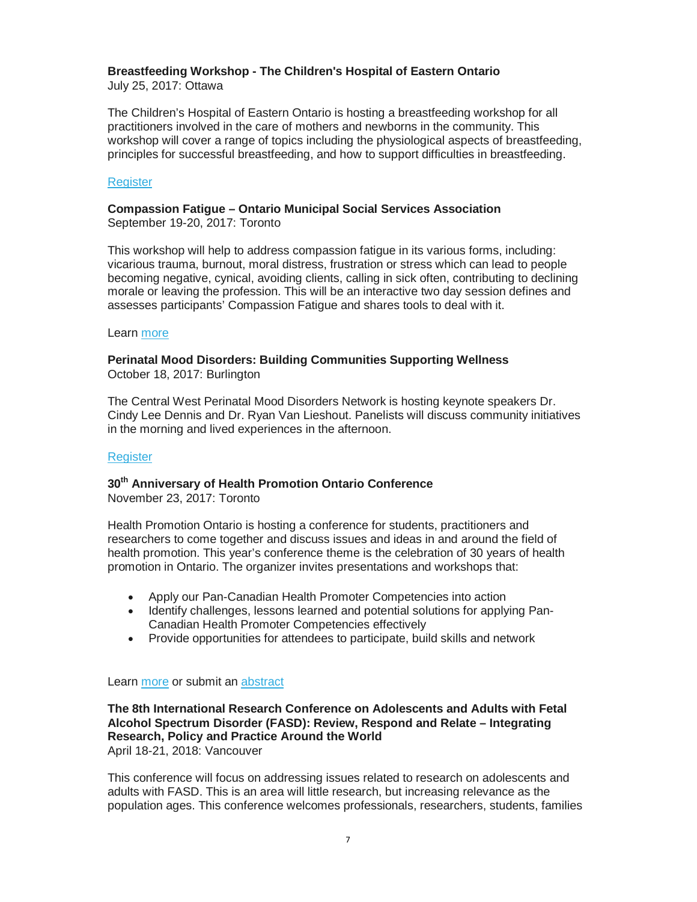**Breastfeeding Workshop - The Children's Hospital of Eastern Ontario**
July 25, 2017: Ottawa

The Children's Hospital of Eastern Ontario is hosting a breastfeeding workshop for all practitioners involved in the care of mothers and newborns in the community. This workshop will cover a range of topics including the physiological aspects of breastfeeding, principles for successful breastfeeding, and how to support difficulties in breastfeeding.

Register

**Compassion Fatigue – Ontario Municipal Social Services Association**
September 19-20, 2017: Toronto

This workshop will help to address compassion fatigue in its various forms, including: vicarious trauma, burnout, moral distress, frustration or stress which can lead to people becoming negative, cynical, avoiding clients, calling in sick often, contributing to declining morale or leaving the profession. This will be an interactive two day session defines and assesses participants' Compassion Fatigue and shares tools to deal with it.

Learn more

**Perinatal Mood Disorders: Building Communities Supporting Wellness**
October 18, 2017: Burlington

The Central West Perinatal Mood Disorders Network is hosting keynote speakers Dr. Cindy Lee Dennis and Dr. Ryan Van Lieshout. Panelists will discuss community initiatives in the morning and lived experiences in the afternoon.

Register

**30th Anniversary of Health Promotion Ontario Conference**
November 23, 2017: Toronto

Health Promotion Ontario is hosting a conference for students, practitioners and researchers to come together and discuss issues and ideas in and around the field of health promotion. This year's conference theme is the celebration of 30 years of health promotion in Ontario. The organizer invites presentations and workshops that:

- Apply our Pan-Canadian Health Promoter Competencies into action
- Identify challenges, lessons learned and potential solutions for applying Pan-Canadian Health Promoter Competencies effectively
- Provide opportunities for attendees to participate, build skills and network

Learn more or submit an abstract

**The 8th International Research Conference on Adolescents and Adults with Fetal Alcohol Spectrum Disorder (FASD): Review, Respond and Relate – Integrating Research, Policy and Practice Around the World**
April 18-21, 2018: Vancouver

This conference will focus on addressing issues related to research on adolescents and adults with FASD. This is an area will little research, but increasing relevance as the population ages. This conference welcomes professionals, researchers, students, families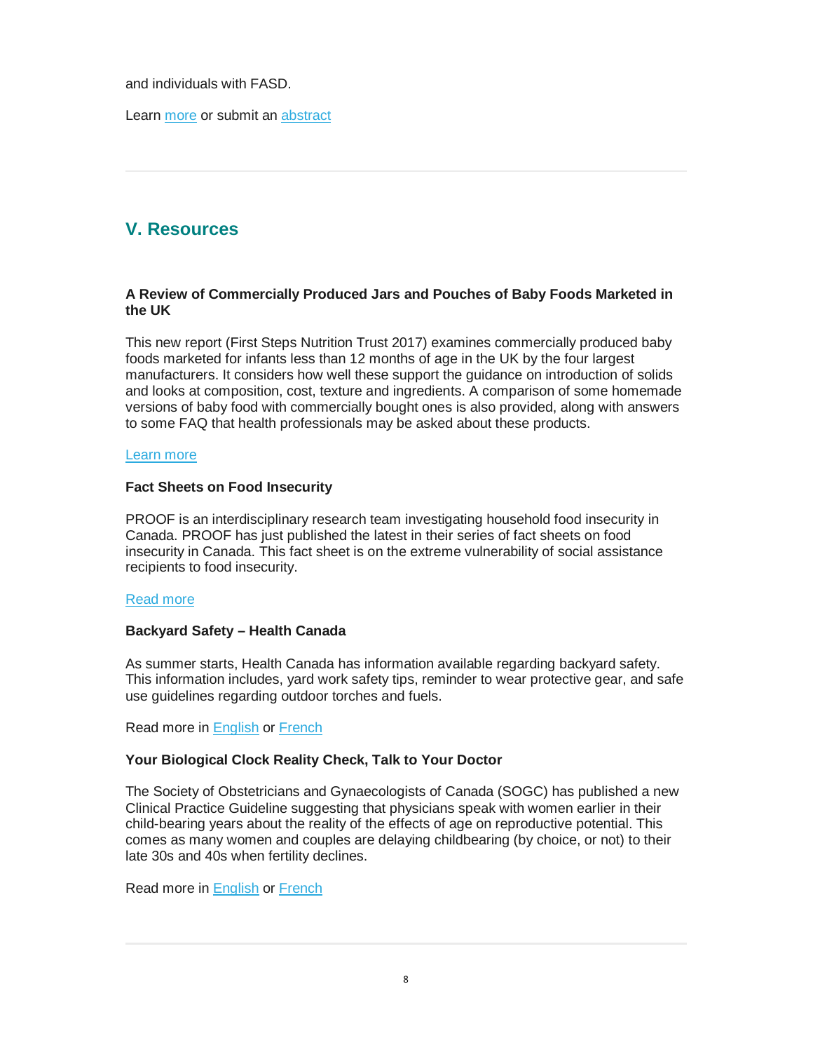and individuals with FASD.

Learn more or submit an abstract

---

## V. Resources

**A Review of Commercially Produced Jars and Pouches of Baby Foods Marketed in the UK**

This new report (First Steps Nutrition Trust 2017) examines commercially produced baby foods marketed for infants less than 12 months of age in the UK by the four largest manufacturers. It considers how well these support the guidance on introduction of solids and looks at composition, cost, texture and ingredients. A comparison of some homemade versions of baby food with commercially bought ones is also provided, along with answers to some FAQ that health professionals may be asked about these products.

Learn more

**Fact Sheets on Food Insecurity**

PROOF is an interdisciplinary research team investigating household food insecurity in Canada. PROOF has just published the latest in their series of fact sheets on food insecurity in Canada. This fact sheet is on the extreme vulnerability of social assistance recipients to food insecurity.

Read more

**Backyard Safety – Health Canada**

As summer starts, Health Canada has information available regarding backyard safety. This information includes, yard work safety tips, reminder to wear protective gear, and safe use guidelines regarding outdoor torches and fuels.

Read more in English or French

**Your Biological Clock Reality Check, Talk to Your Doctor**

The Society of Obstetricians and Gynaecologists of Canada (SOGC) has published a new Clinical Practice Guideline suggesting that physicians speak with women earlier in their child-bearing years about the reality of the effects of age on reproductive potential. This comes as many women and couples are delaying childbearing (by choice, or not) to their late 30s and 40s when fertility declines.

Read more in English or French

---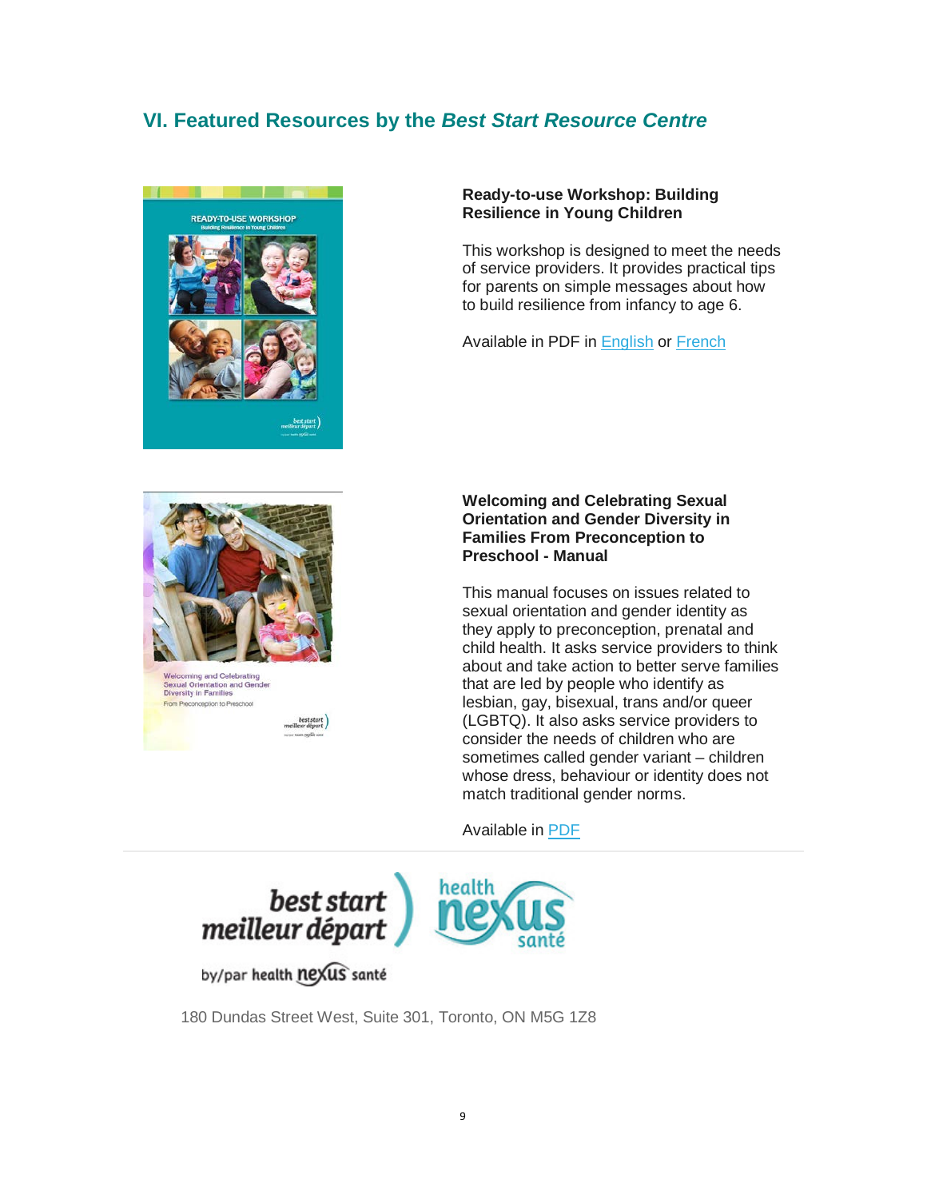## VI. Featured Resources by the *Best Start Resource Centre*

**Ready-to-use Workshop: Building Resilience in Young Children**

This workshop is designed to meet the needs of service providers. It provides practical tips for parents on simple messages about how to build resilience from infancy to age 6.

Available in PDF in English or French

**Welcoming and Celebrating Sexual Orientation and Gender Diversity in Families From Preconception to Preschool - Manual**

This manual focuses on issues related to sexual orientation and gender identity as they apply to preconception, prenatal and child health. It asks service providers to think about and take action to better serve families that are led by people who identify as lesbian, gay, bisexual, trans and/or queer (LGBTQ). It also asks service providers to consider the needs of children who are sometimes called gender variant – children whose dress, behaviour or identity does not match traditional gender norms.

Available in PDF

best start meilleur départ by/par health nexus santé

180 Dundas Street West, Suite 301, Toronto, ON M5G 1Z8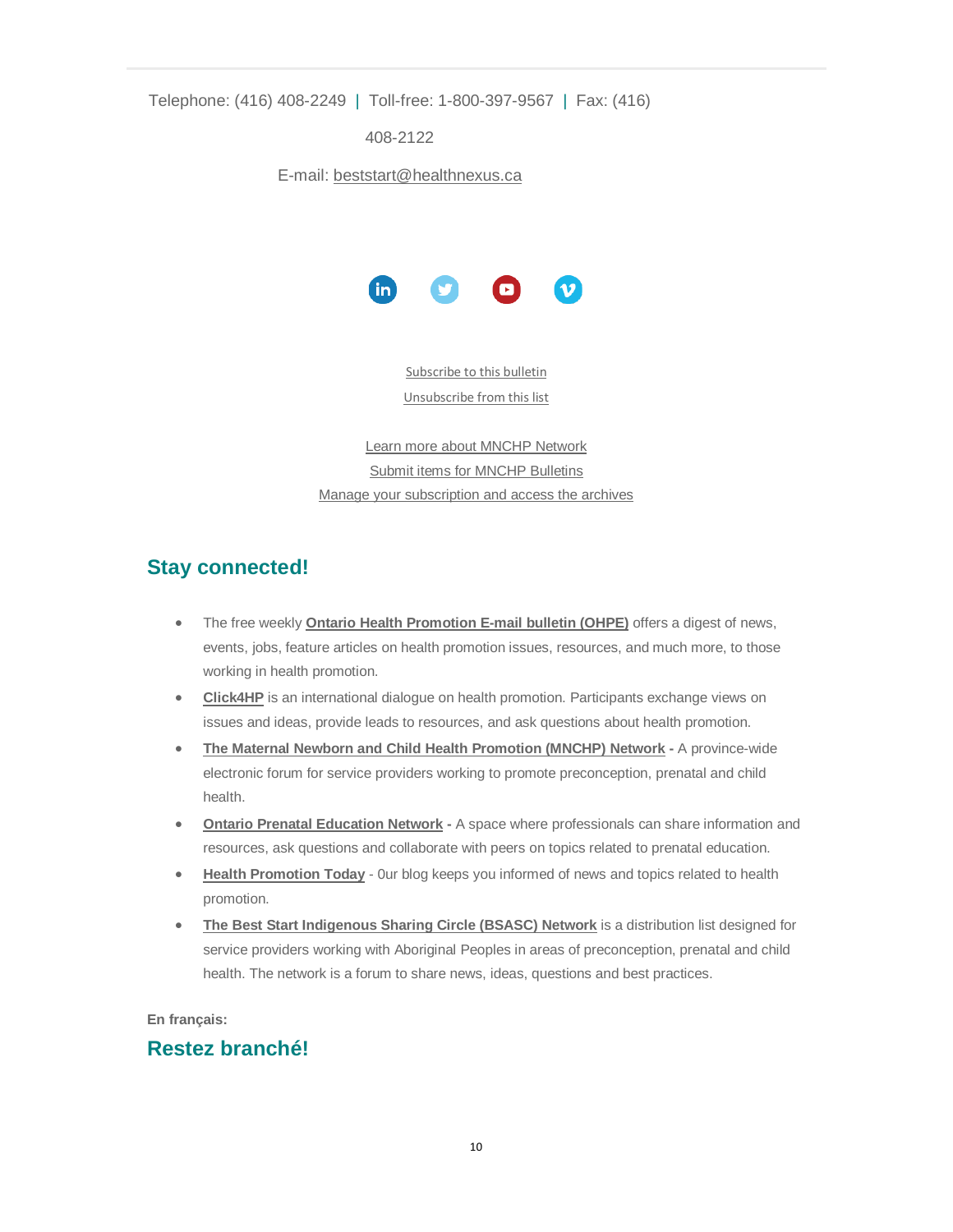Telephone: (416) 408-2249 | Toll-free: 1-800-397-9567 | Fax: (416) 408-2122

E-mail: beststart@healthnexus.ca

Subscribe to this bulletin
Unsubscribe from this list

Learn more about MNCHP Network
Submit items for MNCHP Bulletins
Manage your subscription and access the archives

## Stay connected!

- The free weekly **Ontario Health Promotion E-mail bulletin (OHPE)** offers a digest of news, events, jobs, feature articles on health promotion issues, resources, and much more, to those working in health promotion.
- **Click4HP** is an international dialogue on health promotion. Participants exchange views on issues and ideas, provide leads to resources, and ask questions about health promotion.
- **The Maternal Newborn and Child Health Promotion (MNCHP) Network -** A province-wide electronic forum for service providers working to promote preconception, prenatal and child health.
- **Ontario Prenatal Education Network -** A space where professionals can share information and resources, ask questions and collaborate with peers on topics related to prenatal education.
- **Health Promotion Today** - 0ur blog keeps you informed of news and topics related to health promotion.
- **The Best Start Indigenous Sharing Circle (BSASC) Network** is a distribution list designed for service providers working with Aboriginal Peoples in areas of preconception, prenatal and child health. The network is a forum to share news, ideas, questions and best practices.

**En français:**

## Restez branché!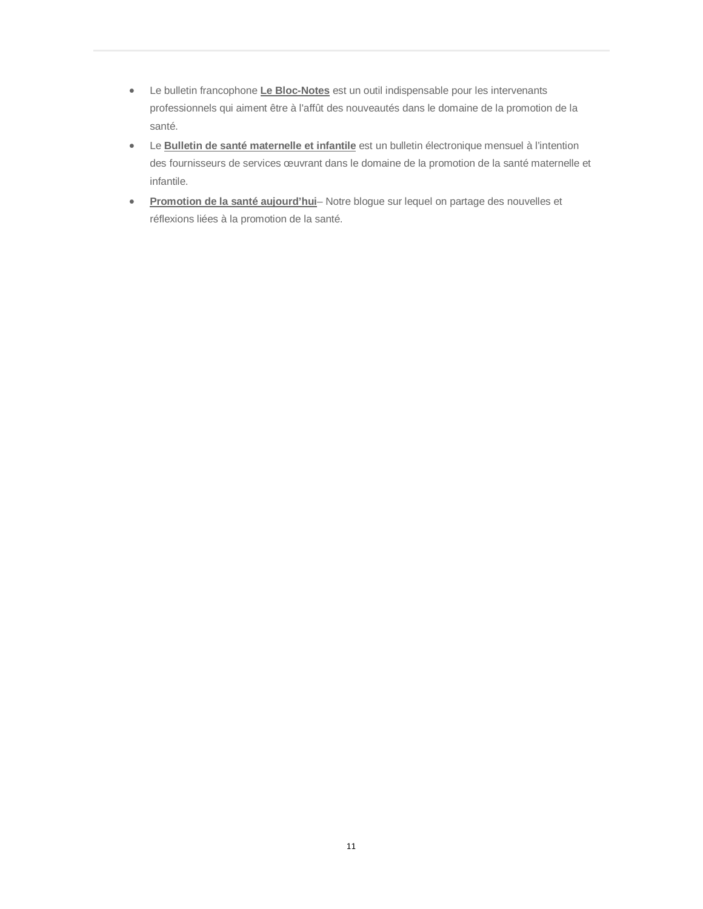- Le bulletin francophone **Le Bloc-Notes** est un outil indispensable pour les intervenants professionnels qui aiment être à l'affût des nouveautés dans le domaine de la promotion de la santé.
- Le **Bulletin de santé maternelle et infantile** est un bulletin électronique mensuel à l'intention des fournisseurs de services œuvrant dans le domaine de la promotion de la santé maternelle et infantile.
- **Promotion de la santé aujourd'hui**– Notre blogue sur lequel on partage des nouvelles et réflexions liées à la promotion de la santé.